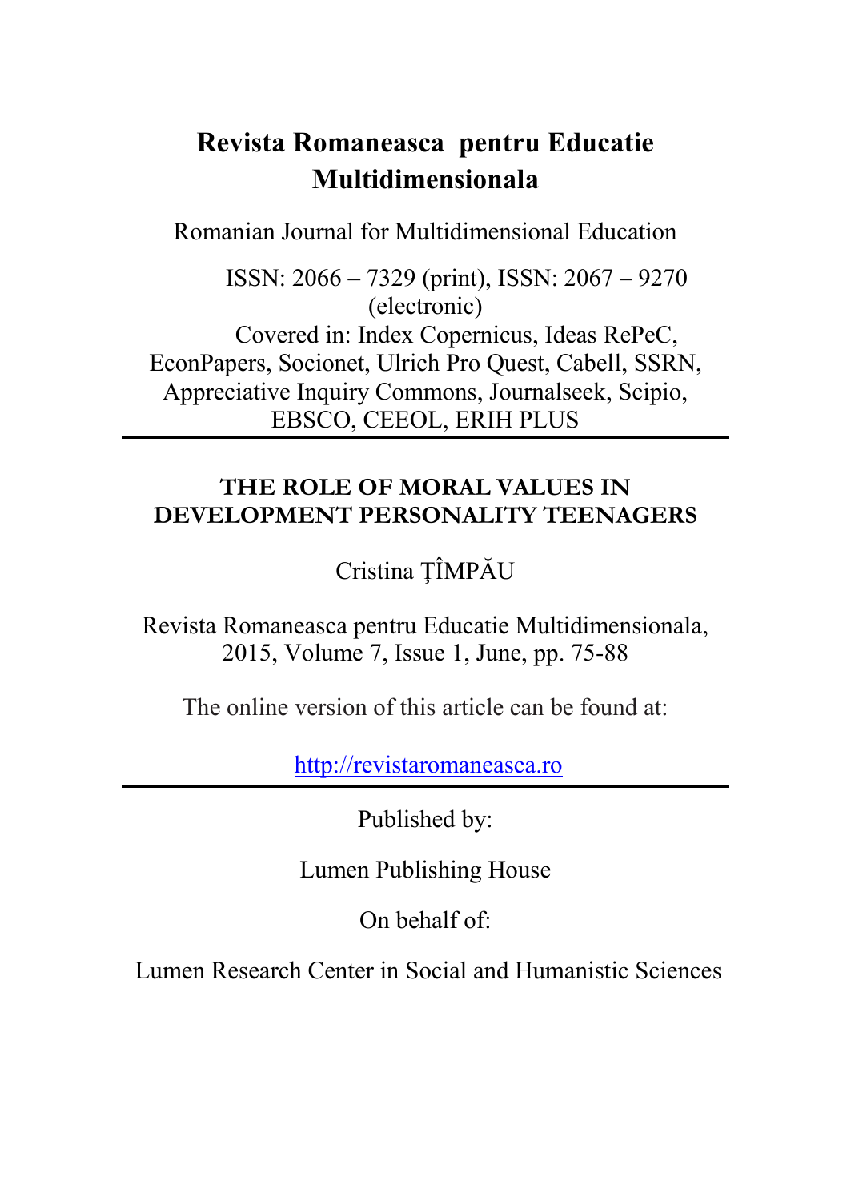# Revista Romaneasca pentru Educatie Multidimensionala

Romanian Journal for Multidimensional Education

ISSN: 2066 – 7329 (print), ISSN: 2067 – 9270 (electronic)

Covered in: Index Copernicus, Ideas RePeC, EconPapers, Socionet, Ulrich Pro Quest, Cabell, SSRN, Appreciative Inquiry Commons, Journalseek, Scipio, EBSCO, CEEOL, ERIH PLUS

---

## THE ROLE OF MORAL VALUES IN DEVELOPMENT PERSONALITY TEENAGERS

Cristina ȚÎMPĂU

Revista Romaneasca pentru Educatie Multidimensionala, 2015, Volume 7, Issue 1, June, pp. 75-88

The online version of this article can be found at:

http://revistaromaneasca.ro

---

Published by:

Lumen Publishing House

On behalf of:

Lumen Research Center in Social and Humanistic Sciences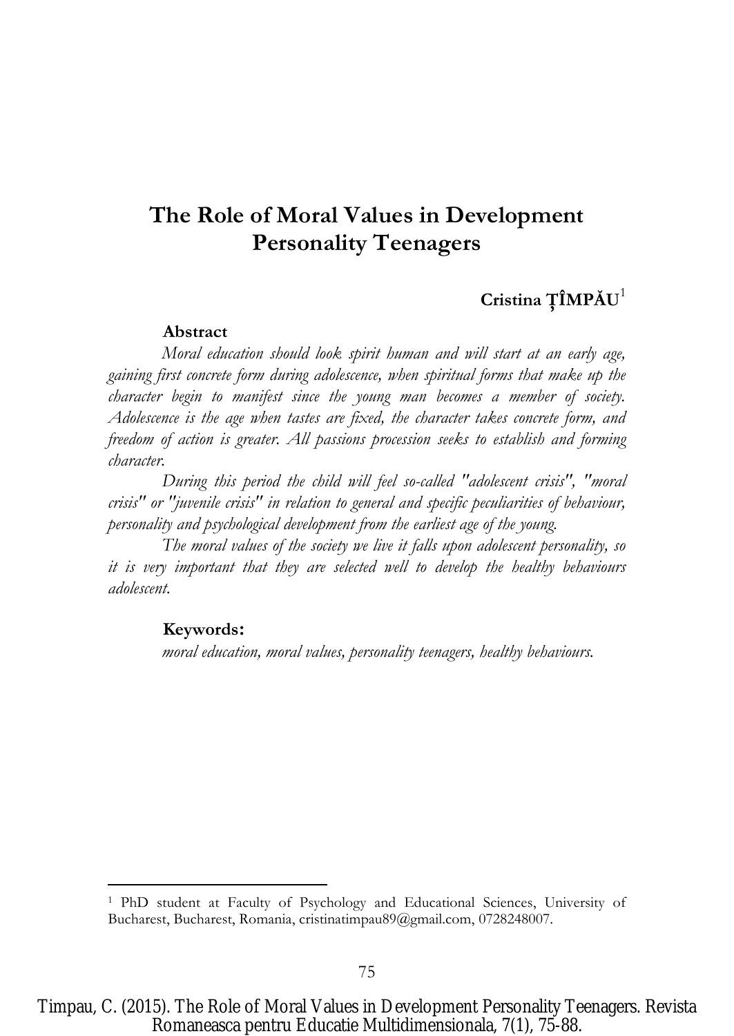# The Role of Moral Values in Development Personality Teenagers

**Cristina ȚÎMPĂU**[1]

**Abstract**

*Moral education should look spirit human and will start at an early age, gaining first concrete form during adolescence, when spiritual forms that make up the character begin to manifest since the young man becomes a member of society. Adolescence is the age when tastes are fixed, the character takes concrete form, and freedom of action is greater. All passions procession seeks to establish and forming character.*

*During this period the child will feel so-called "adolescent crisis", "moral crisis" or "juvenile crisis" in relation to general and specific peculiarities of behaviour, personality and psychological development from the earliest age of the young.*

*The moral values of the society we live it falls upon adolescent personality, so it is very important that they are selected well to develop the healthy behaviours adolescent.*

**Keywords:**

*moral education, moral values, personality teenagers, healthy behaviours.*

---

[1] PhD student at Faculty of Psychology and Educational Sciences, University of Bucharest, Bucharest, Romania, cristinatimpau89@gmail.com, 0728248007.

Timpau, C. (2015). The Role of Moral Values in Development Personality Teenagers. Revista Romaneasca pentru Educatie Multidimensionala, 7(1), 75-88.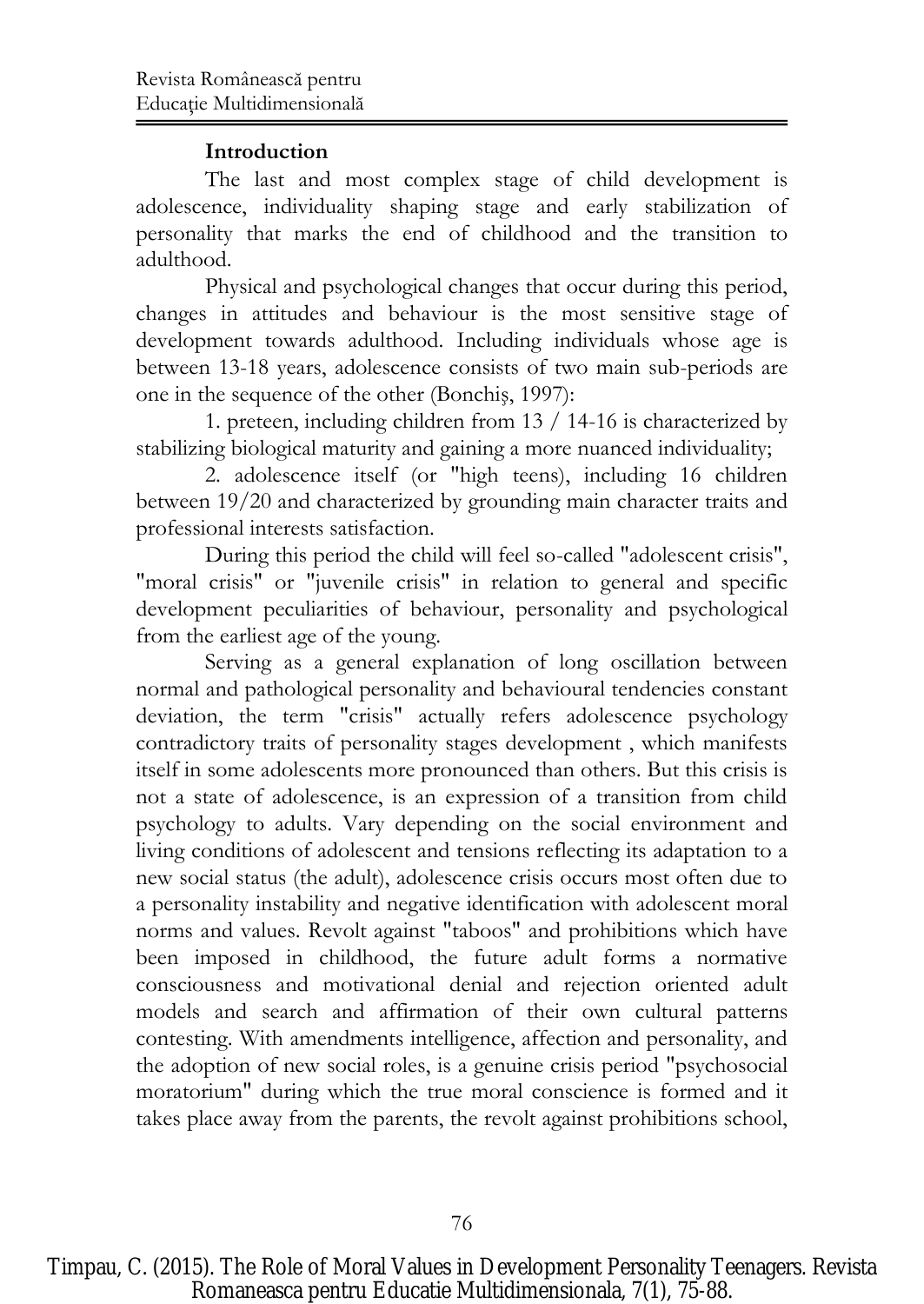### Introduction

The last and most complex stage of child development is adolescence, individuality shaping stage and early stabilization of personality that marks the end of childhood and the transition to adulthood.

Physical and psychological changes that occur during this period, changes in attitudes and behaviour is the most sensitive stage of development towards adulthood. Including individuals whose age is between 13-18 years, adolescence consists of two main sub-periods are one in the sequence of the other (Bonchiş, 1997):

1. preteen, including children from 13 / 14-16 is characterized by stabilizing biological maturity and gaining a more nuanced individuality;

2. adolescence itself (or "high teens), including 16 children between 19/20 and characterized by grounding main character traits and professional interests satisfaction.

During this period the child will feel so-called "adolescent crisis", "moral crisis" or "juvenile crisis" in relation to general and specific development peculiarities of behaviour, personality and psychological from the earliest age of the young.

Serving as a general explanation of long oscillation between normal and pathological personality and behavioural tendencies constant deviation, the term "crisis" actually refers adolescence psychology contradictory traits of personality stages development , which manifests itself in some adolescents more pronounced than others. But this crisis is not a state of adolescence, is an expression of a transition from child psychology to adults. Vary depending on the social environment and living conditions of adolescent and tensions reflecting its adaptation to a new social status (the adult), adolescence crisis occurs most often due to a personality instability and negative identification with adolescent moral norms and values. Revolt against "taboos" and prohibitions which have been imposed in childhood, the future adult forms a normative consciousness and motivational denial and rejection oriented adult models and search and affirmation of their own cultural patterns contesting. With amendments intelligence, affection and personality, and the adoption of new social roles, is a genuine crisis period "psychosocial moratorium" during which the true moral conscience is formed and it takes place away from the parents, the revolt against prohibitions school,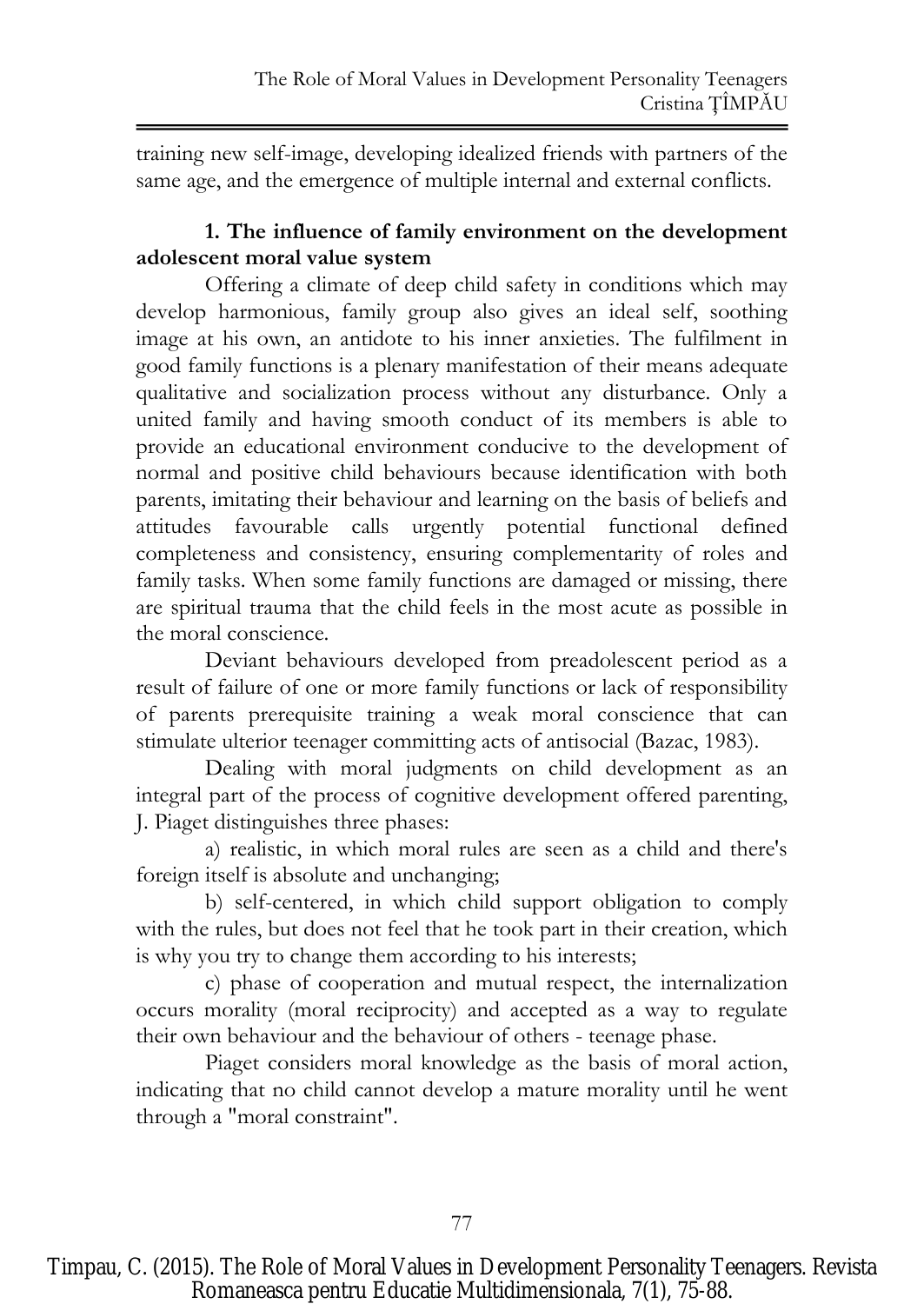training new self-image, developing idealized friends with partners of the same age, and the emergence of multiple internal and external conflicts.

### 1. The influence of family environment on the development adolescent moral value system

Offering a climate of deep child safety in conditions which may develop harmonious, family group also gives an ideal self, soothing image at his own, an antidote to his inner anxieties. The fulfilment in good family functions is a plenary manifestation of their means adequate qualitative and socialization process without any disturbance. Only a united family and having smooth conduct of its members is able to provide an educational environment conducive to the development of normal and positive child behaviours because identification with both parents, imitating their behaviour and learning on the basis of beliefs and attitudes favourable calls urgently potential functional defined completeness and consistency, ensuring complementarity of roles and family tasks. When some family functions are damaged or missing, there are spiritual trauma that the child feels in the most acute as possible in the moral conscience.

Deviant behaviours developed from preadolescent period as a result of failure of one or more family functions or lack of responsibility of parents prerequisite training a weak moral conscience that can stimulate ulterior teenager committing acts of antisocial (Bazac, 1983).

Dealing with moral judgments on child development as an integral part of the process of cognitive development offered parenting, J. Piaget distinguishes three phases:

a) realistic, in which moral rules are seen as a child and there's foreign itself is absolute and unchanging;

b) self-centered, in which child support obligation to comply with the rules, but does not feel that he took part in their creation, which is why you try to change them according to his interests;

c) phase of cooperation and mutual respect, the internalization occurs morality (moral reciprocity) and accepted as a way to regulate their own behaviour and the behaviour of others - teenage phase.

Piaget considers moral knowledge as the basis of moral action, indicating that no child cannot develop a mature morality until he went through a "moral constraint".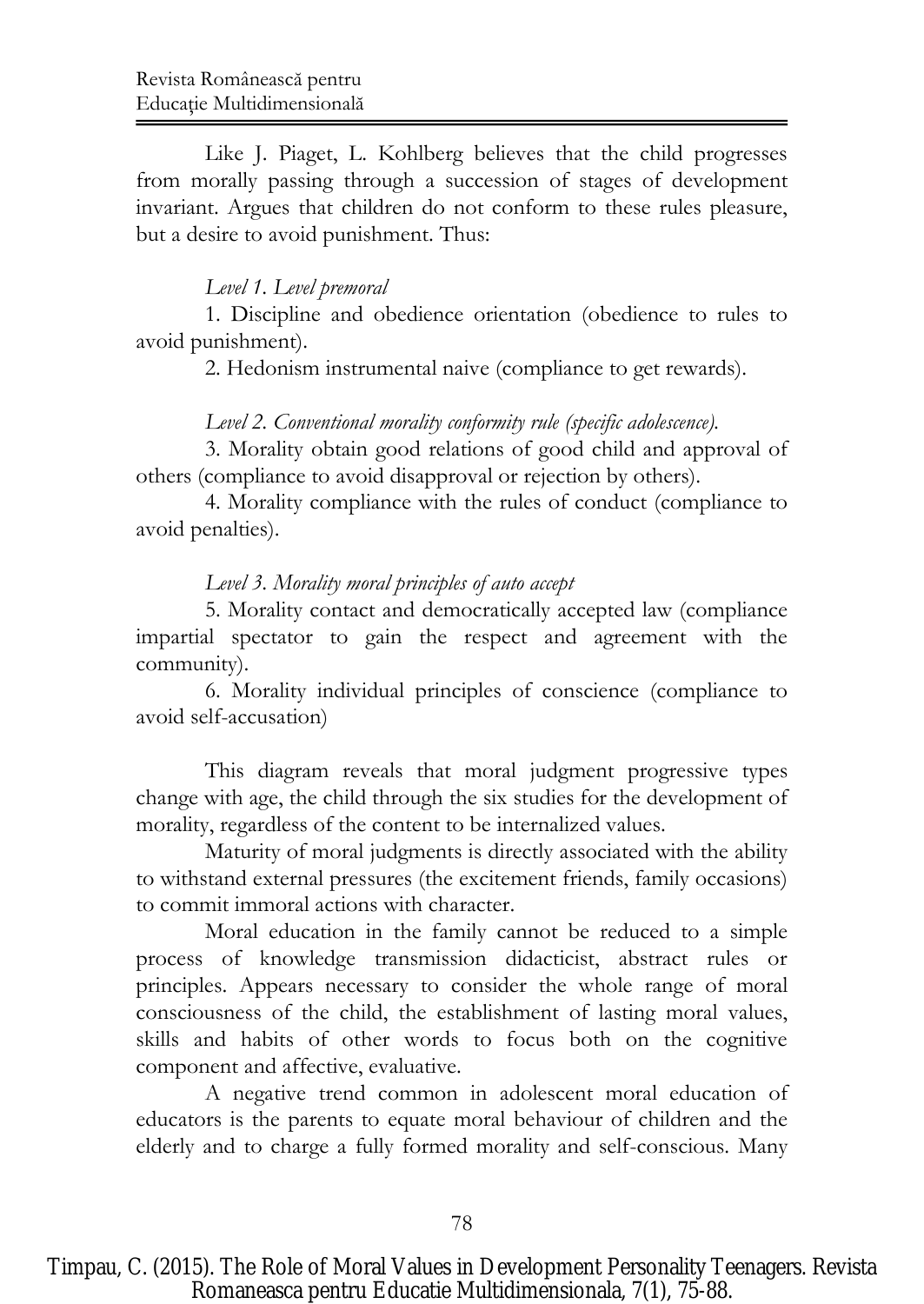Like J. Piaget, L. Kohlberg believes that the child progresses from morally passing through a succession of stages of development invariant. Argues that children do not conform to these rules pleasure, but a desire to avoid punishment. Thus:

*Level 1. Level premoral*

1. Discipline and obedience orientation (obedience to rules to avoid punishment).
2. Hedonism instrumental naive (compliance to get rewards).

*Level 2. Conventional morality conformity rule (specific adolescence).*

3. Morality obtain good relations of good child and approval of others (compliance to avoid disapproval or rejection by others).
4. Morality compliance with the rules of conduct (compliance to avoid penalties).

*Level 3. Morality moral principles of auto accept*

5. Morality contact and democratically accepted law (compliance impartial spectator to gain the respect and agreement with the community).
6. Morality individual principles of conscience (compliance to avoid self-accusation)

This diagram reveals that moral judgment progressive types change with age, the child through the six studies for the development of morality, regardless of the content to be internalized values.

Maturity of moral judgments is directly associated with the ability to withstand external pressures (the excitement friends, family occasions) to commit immoral actions with character.

Moral education in the family cannot be reduced to a simple process of knowledge transmission didacticist, abstract rules or principles. Appears necessary to consider the whole range of moral consciousness of the child, the establishment of lasting moral values, skills and habits of other words to focus both on the cognitive component and affective, evaluative.

A negative trend common in adolescent moral education of educators is the parents to equate moral behaviour of children and the elderly and to charge a fully formed morality and self-conscious. Many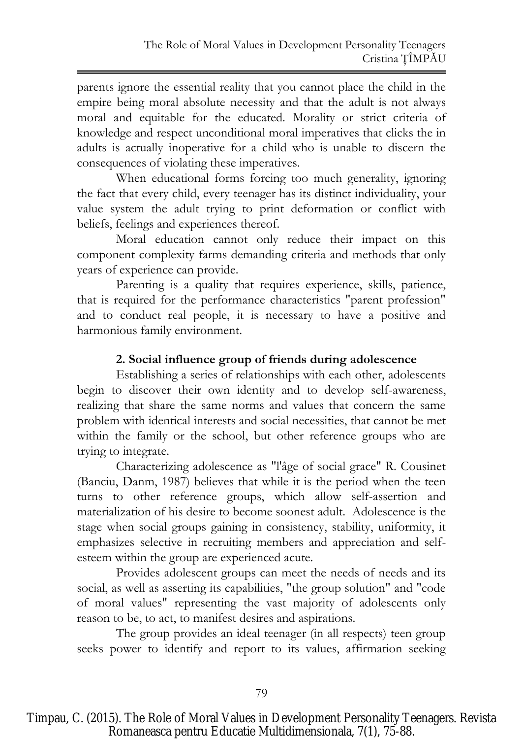parents ignore the essential reality that you cannot place the child in the empire being moral absolute necessity and that the adult is not always moral and equitable for the educated. Morality or strict criteria of knowledge and respect unconditional moral imperatives that clicks the in adults is actually inoperative for a child who is unable to discern the consequences of violating these imperatives.

When educational forms forcing too much generality, ignoring the fact that every child, every teenager has its distinct individuality, your value system the adult trying to print deformation or conflict with beliefs, feelings and experiences thereof.

Moral education cannot only reduce their impact on this component complexity farms demanding criteria and methods that only years of experience can provide.

Parenting is a quality that requires experience, skills, patience, that is required for the performance characteristics "parent profession" and to conduct real people, it is necessary to have a positive and harmonious family environment.

## 2. Social influence group of friends during adolescence

Establishing a series of relationships with each other, adolescents begin to discover their own identity and to develop self-awareness, realizing that share the same norms and values that concern the same problem with identical interests and social necessities, that cannot be met within the family or the school, but other reference groups who are trying to integrate.

Characterizing adolescence as "l'âge of social grace" R. Cousinet (Banciu, Danm, 1987) believes that while it is the period when the teen turns to other reference groups, which allow self-assertion and materialization of his desire to become soonest adult. Adolescence is the stage when social groups gaining in consistency, stability, uniformity, it emphasizes selective in recruiting members and appreciation and self-esteem within the group are experienced acute.

Provides adolescent groups can meet the needs of needs and its social, as well as asserting its capabilities, "the group solution" and "code of moral values" representing the vast majority of adolescents only reason to be, to act, to manifest desires and aspirations.

The group provides an ideal teenager (in all respects) teen group seeks power to identify and report to its values, affirmation seeking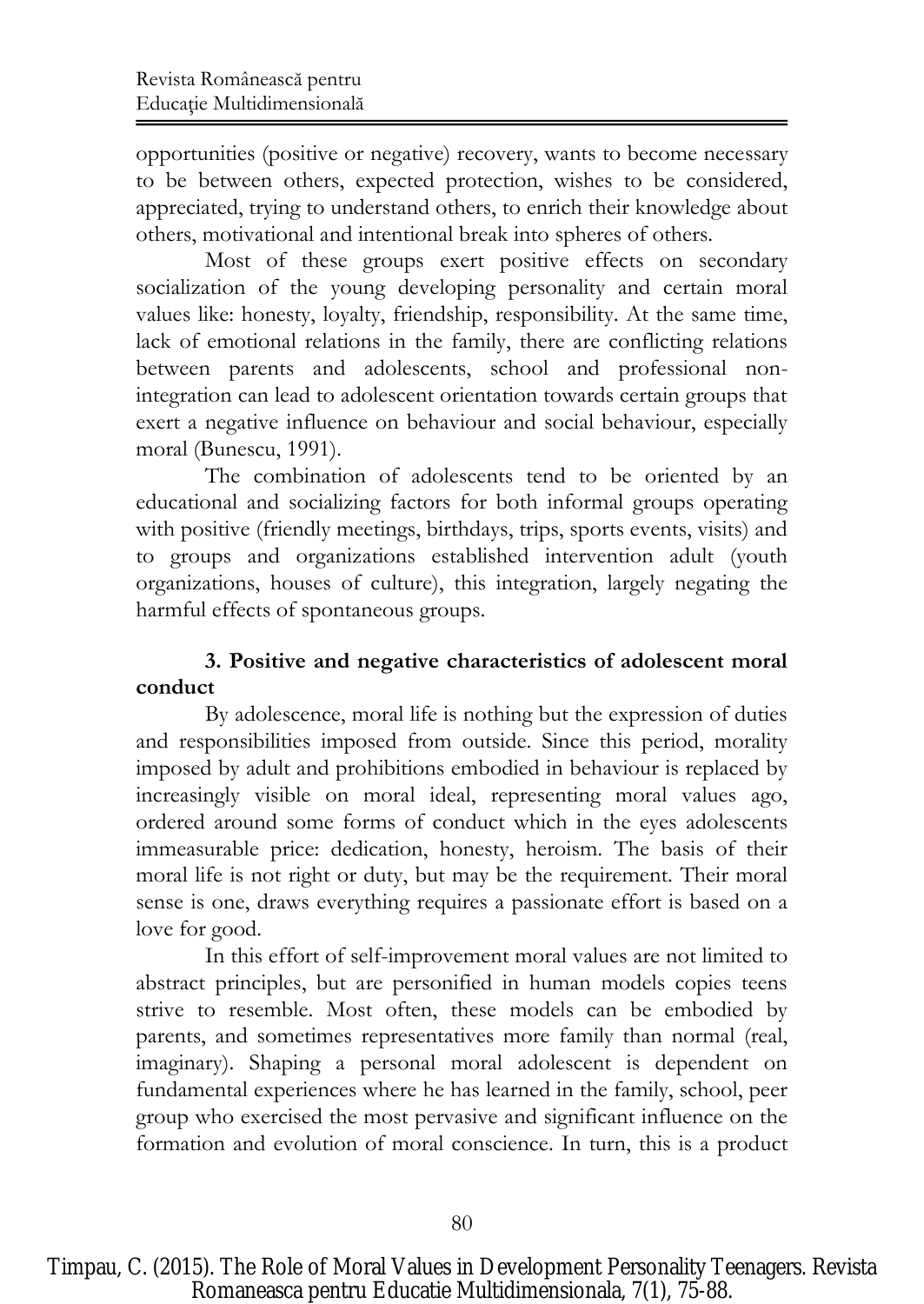opportunities (positive or negative) recovery, wants to become necessary to be between others, expected protection, wishes to be considered, appreciated, trying to understand others, to enrich their knowledge about others, motivational and intentional break into spheres of others.

Most of these groups exert positive effects on secondary socialization of the young developing personality and certain moral values like: honesty, loyalty, friendship, responsibility. At the same time, lack of emotional relations in the family, there are conflicting relations between parents and adolescents, school and professional non-integration can lead to adolescent orientation towards certain groups that exert a negative influence on behaviour and social behaviour, especially moral (Bunescu, 1991).

The combination of adolescents tend to be oriented by an educational and socializing factors for both informal groups operating with positive (friendly meetings, birthdays, trips, sports events, visits) and to groups and organizations established intervention adult (youth organizations, houses of culture), this integration, largely negating the harmful effects of spontaneous groups.

## 3. Positive and negative characteristics of adolescent moral conduct

By adolescence, moral life is nothing but the expression of duties and responsibilities imposed from outside. Since this period, morality imposed by adult and prohibitions embodied in behaviour is replaced by increasingly visible on moral ideal, representing moral values ago, ordered around some forms of conduct which in the eyes adolescents immeasurable price: dedication, honesty, heroism. The basis of their moral life is not right or duty, but may be the requirement. Their moral sense is one, draws everything requires a passionate effort is based on a love for good.

In this effort of self-improvement moral values are not limited to abstract principles, but are personified in human models copies teens strive to resemble. Most often, these models can be embodied by parents, and sometimes representatives more family than normal (real, imaginary). Shaping a personal moral adolescent is dependent on fundamental experiences where he has learned in the family, school, peer group who exercised the most pervasive and significant influence on the formation and evolution of moral conscience. In turn, this is a product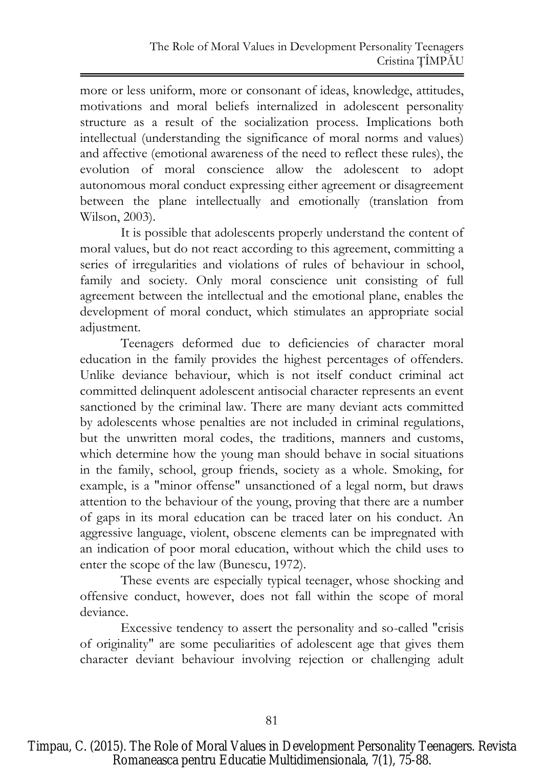more or less uniform, more or consonant of ideas, knowledge, attitudes, motivations and moral beliefs internalized in adolescent personality structure as a result of the socialization process. Implications both intellectual (understanding the significance of moral norms and values) and affective (emotional awareness of the need to reflect these rules), the evolution of moral conscience allow the adolescent to adopt autonomous moral conduct expressing either agreement or disagreement between the plane intellectually and emotionally (translation from Wilson, 2003).

It is possible that adolescents properly understand the content of moral values, but do not react according to this agreement, committing a series of irregularities and violations of rules of behaviour in school, family and society. Only moral conscience unit consisting of full agreement between the intellectual and the emotional plane, enables the development of moral conduct, which stimulates an appropriate social adjustment.

Teenagers deformed due to deficiencies of character moral education in the family provides the highest percentages of offenders. Unlike deviance behaviour, which is not itself conduct criminal act committed delinquent adolescent antisocial character represents an event sanctioned by the criminal law. There are many deviant acts committed by adolescents whose penalties are not included in criminal regulations, but the unwritten moral codes, the traditions, manners and customs, which determine how the young man should behave in social situations in the family, school, group friends, society as a whole. Smoking, for example, is a "minor offense" unsanctioned of a legal norm, but draws attention to the behaviour of the young, proving that there are a number of gaps in its moral education can be traced later on his conduct. An aggressive language, violent, obscene elements can be impregnated with an indication of poor moral education, without which the child uses to enter the scope of the law (Bunescu, 1972).

These events are especially typical teenager, whose shocking and offensive conduct, however, does not fall within the scope of moral deviance.

Excessive tendency to assert the personality and so-called "crisis of originality" are some peculiarities of adolescent age that gives them character deviant behaviour involving rejection or challenging adult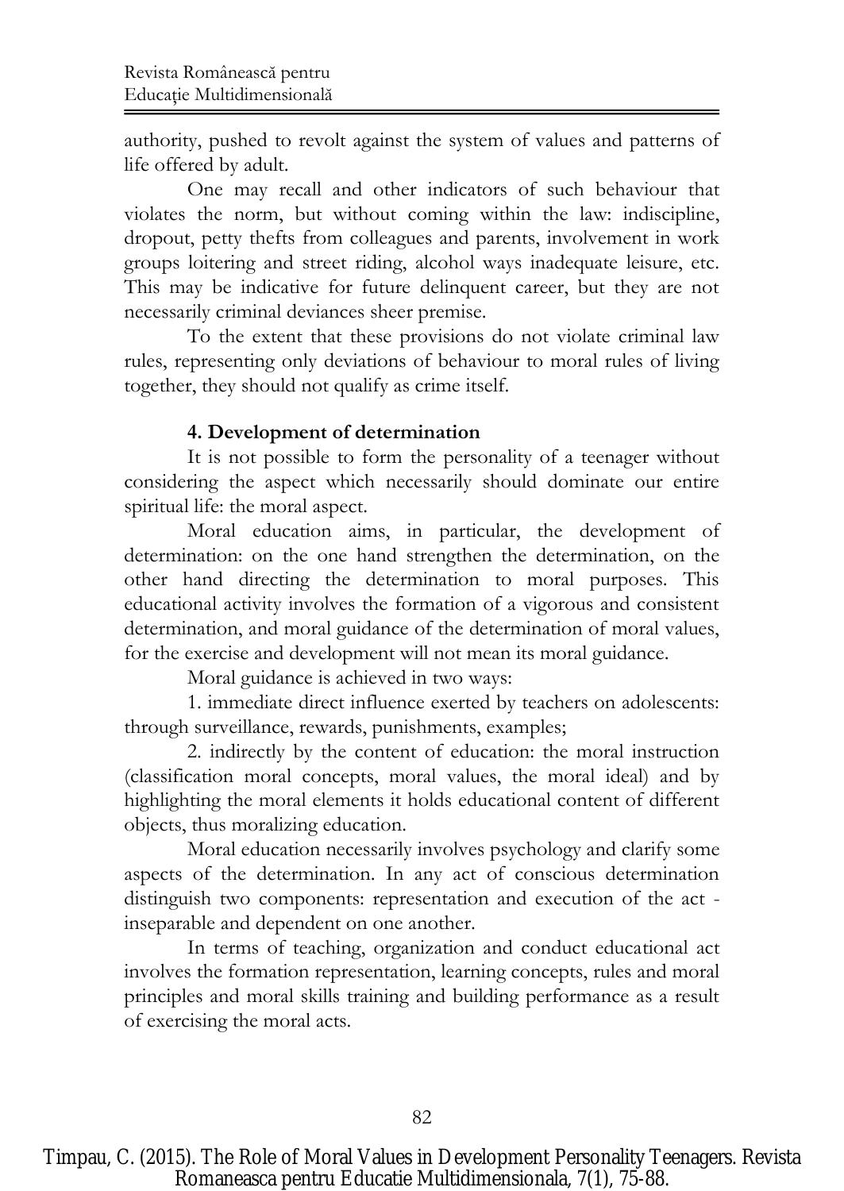authority, pushed to revolt against the system of values and patterns of life offered by adult.

One may recall and other indicators of such behaviour that violates the norm, but without coming within the law: indiscipline, dropout, petty thefts from colleagues and parents, involvement in work groups loitering and street riding, alcohol ways inadequate leisure, etc. This may be indicative for future delinquent career, but they are not necessarily criminal deviances sheer premise.

To the extent that these provisions do not violate criminal law rules, representing only deviations of behaviour to moral rules of living together, they should not qualify as crime itself.

**4. Development of determination**

It is not possible to form the personality of a teenager without considering the aspect which necessarily should dominate our entire spiritual life: the moral aspect.

Moral education aims, in particular, the development of determination: on the one hand strengthen the determination, on the other hand directing the determination to moral purposes. This educational activity involves the formation of a vigorous and consistent determination, and moral guidance of the determination of moral values, for the exercise and development will not mean its moral guidance.

Moral guidance is achieved in two ways:

1. immediate direct influence exerted by teachers on adolescents: through surveillance, rewards, punishments, examples;

2. indirectly by the content of education: the moral instruction (classification moral concepts, moral values, the moral ideal) and by highlighting the moral elements it holds educational content of different objects, thus moralizing education.

Moral education necessarily involves psychology and clarify some aspects of the determination. In any act of conscious determination distinguish two components: representation and execution of the act - inseparable and dependent on one another.

In terms of teaching, organization and conduct educational act involves the formation representation, learning concepts, rules and moral principles and moral skills training and building performance as a result of exercising the moral acts.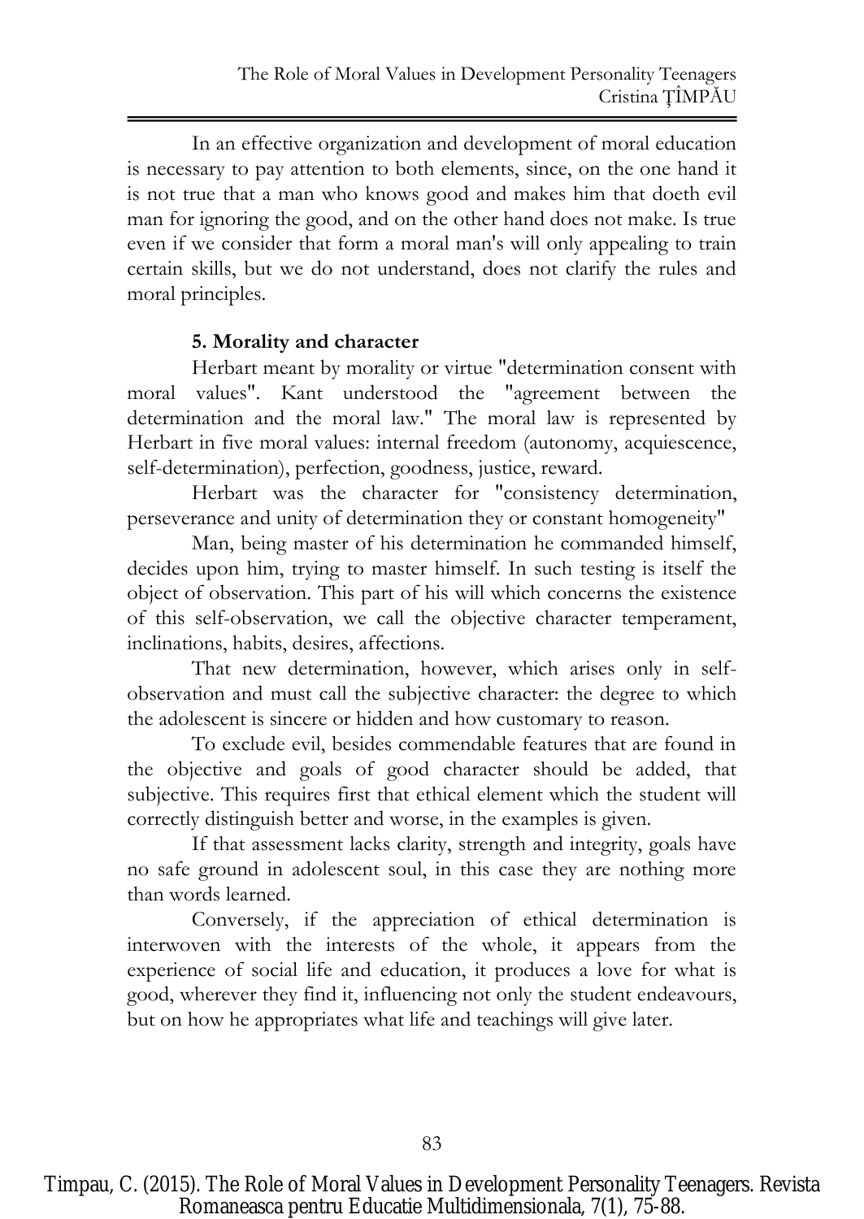In an effective organization and development of moral education is necessary to pay attention to both elements, since, on the one hand it is not true that a man who knows good and makes him that doeth evil man for ignoring the good, and on the other hand does not make. Is true even if we consider that form a moral man's will only appealing to train certain skills, but we do not understand, does not clarify the rules and moral principles.

### 5. Morality and character

Herbart meant by morality or virtue "determination consent with moral values". Kant understood the "agreement between the determination and the moral law." The moral law is represented by Herbart in five moral values: internal freedom (autonomy, acquiescence, self-determination), perfection, goodness, justice, reward.

Herbart was the character for "consistency determination, perseverance and unity of determination they or constant homogeneity"

Man, being master of his determination he commanded himself, decides upon him, trying to master himself. In such testing is itself the object of observation. This part of his will which concerns the existence of this self-observation, we call the objective character temperament, inclinations, habits, desires, affections.

That new determination, however, which arises only in self-observation and must call the subjective character: the degree to which the adolescent is sincere or hidden and how customary to reason.

To exclude evil, besides commendable features that are found in the objective and goals of good character should be added, that subjective. This requires first that ethical element which the student will correctly distinguish better and worse, in the examples is given.

If that assessment lacks clarity, strength and integrity, goals have no safe ground in adolescent soul, in this case they are nothing more than words learned.

Conversely, if the appreciation of ethical determination is interwoven with the interests of the whole, it appears from the experience of social life and education, it produces a love for what is good, wherever they find it, influencing not only the student endeavours, but on how he appropriates what life and teachings will give later.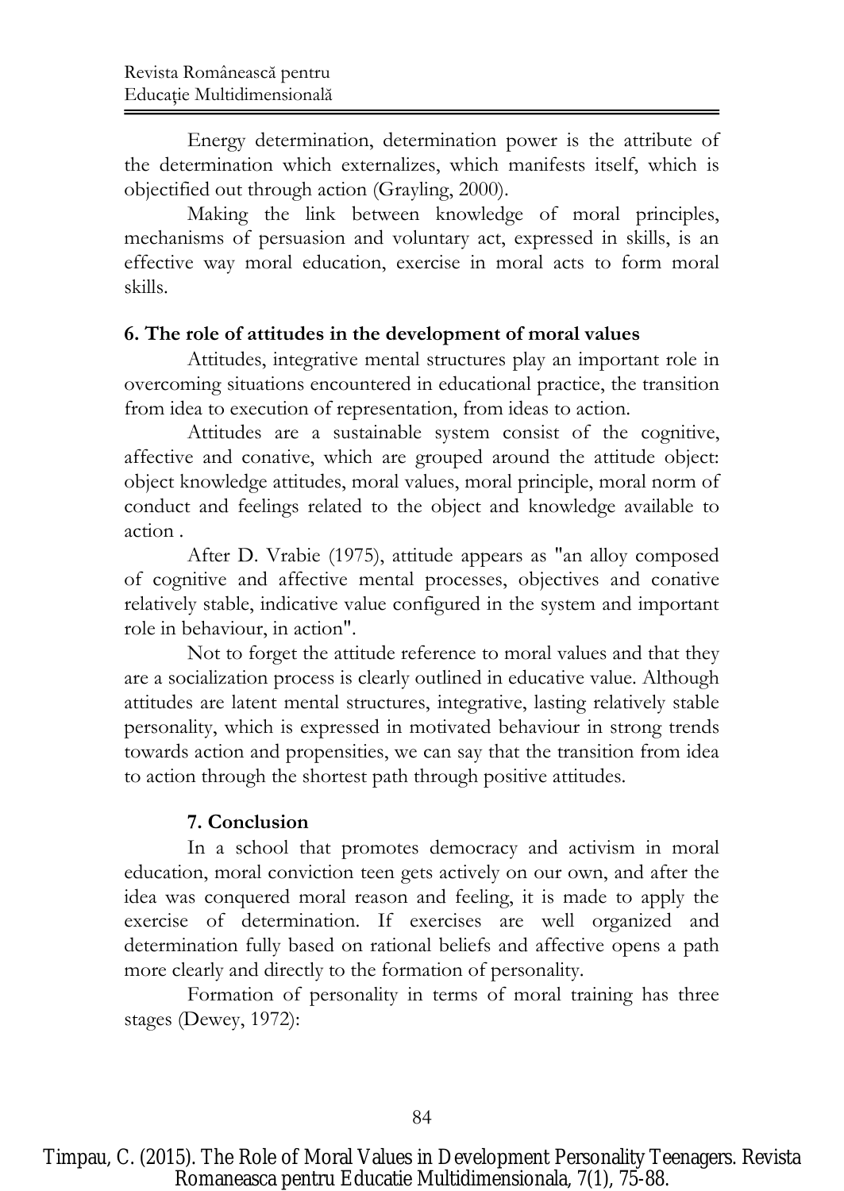Energy determination, determination power is the attribute of the determination which externalizes, which manifests itself, which is objectified out through action (Grayling, 2000).

Making the link between knowledge of moral principles, mechanisms of persuasion and voluntary act, expressed in skills, is an effective way moral education, exercise in moral acts to form moral skills.

## 6. The role of attitudes in the development of moral values

Attitudes, integrative mental structures play an important role in overcoming situations encountered in educational practice, the transition from idea to execution of representation, from ideas to action.

Attitudes are a sustainable system consist of the cognitive, affective and conative, which are grouped around the attitude object: object knowledge attitudes, moral values, moral principle, moral norm of conduct and feelings related to the object and knowledge available to action .

After D. Vrabie (1975), attitude appears as "an alloy composed of cognitive and affective mental processes, objectives and conative relatively stable, indicative value configured in the system and important role in behaviour, in action".

Not to forget the attitude reference to moral values and that they are a socialization process is clearly outlined in educative value. Although attitudes are latent mental structures, integrative, lasting relatively stable personality, which is expressed in motivated behaviour in strong trends towards action and propensities, we can say that the transition from idea to action through the shortest path through positive attitudes.

## 7. Conclusion

In a school that promotes democracy and activism in moral education, moral conviction teen gets actively on our own, and after the idea was conquered moral reason and feeling, it is made to apply the exercise of determination. If exercises are well organized and determination fully based on rational beliefs and affective opens a path more clearly and directly to the formation of personality.

Formation of personality in terms of moral training has three stages (Dewey, 1972):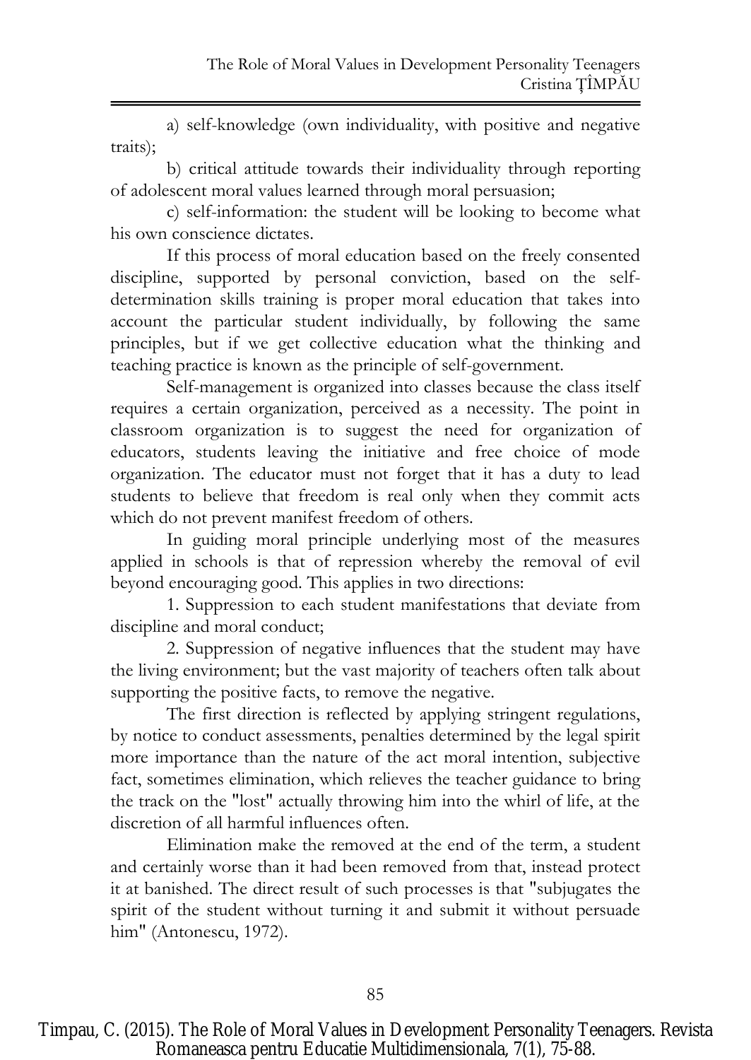a) self-knowledge (own individuality, with positive and negative traits);

b) critical attitude towards their individuality through reporting of adolescent moral values learned through moral persuasion;

c) self-information: the student will be looking to become what his own conscience dictates.

If this process of moral education based on the freely consented discipline, supported by personal conviction, based on the self-determination skills training is proper moral education that takes into account the particular student individually, by following the same principles, but if we get collective education what the thinking and teaching practice is known as the principle of self-government.

Self-management is organized into classes because the class itself requires a certain organization, perceived as a necessity. The point in classroom organization is to suggest the need for organization of educators, students leaving the initiative and free choice of mode organization. The educator must not forget that it has a duty to lead students to believe that freedom is real only when they commit acts which do not prevent manifest freedom of others.

In guiding moral principle underlying most of the measures applied in schools is that of repression whereby the removal of evil beyond encouraging good. This applies in two directions:

1. Suppression to each student manifestations that deviate from discipline and moral conduct;

2. Suppression of negative influences that the student may have the living environment; but the vast majority of teachers often talk about supporting the positive facts, to remove the negative.

The first direction is reflected by applying stringent regulations, by notice to conduct assessments, penalties determined by the legal spirit more importance than the nature of the act moral intention, subjective fact, sometimes elimination, which relieves the teacher guidance to bring the track on the "lost" actually throwing him into the whirl of life, at the discretion of all harmful influences often.

Elimination make the removed at the end of the term, a student and certainly worse than it had been removed from that, instead protect it at banished. The direct result of such processes is that "subjugates the spirit of the student without turning it and submit it without persuade him" (Antonescu, 1972).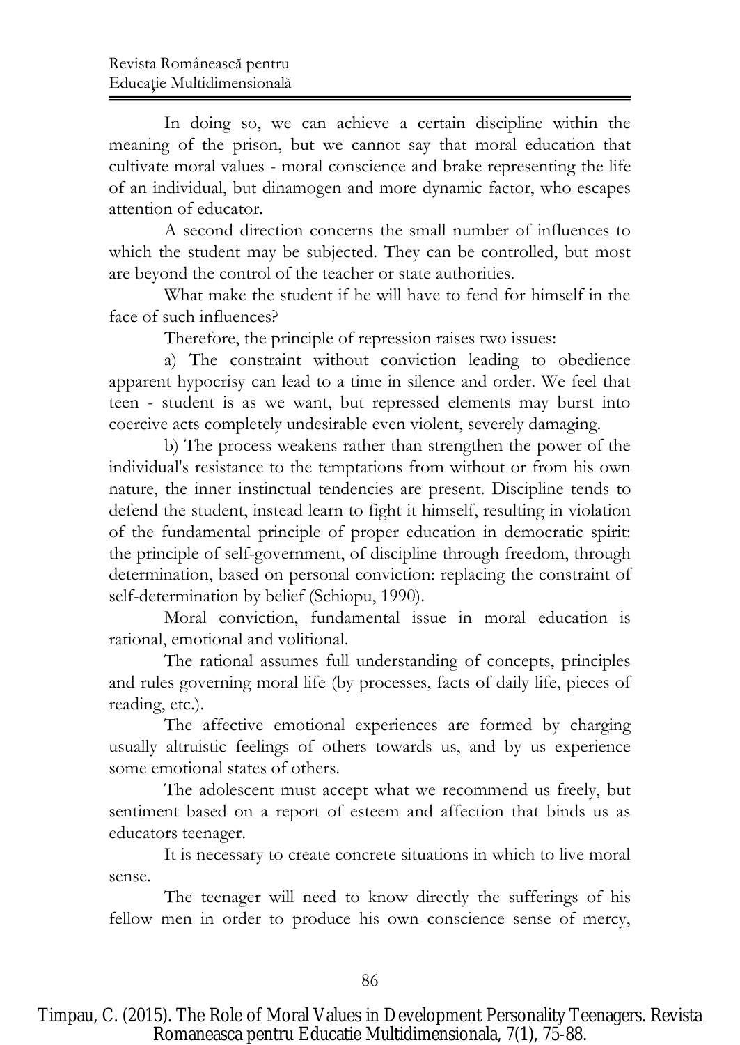In doing so, we can achieve a certain discipline within the meaning of the prison, but we cannot say that moral education that cultivate moral values - moral conscience and brake representing the life of an individual, but dinamogen and more dynamic factor, who escapes attention of educator.

A second direction concerns the small number of influences to which the student may be subjected. They can be controlled, but most are beyond the control of the teacher or state authorities.

What make the student if he will have to fend for himself in the face of such influences?

Therefore, the principle of repression raises two issues:

a) The constraint without conviction leading to obedience apparent hypocrisy can lead to a time in silence and order. We feel that teen - student is as we want, but repressed elements may burst into coercive acts completely undesirable even violent, severely damaging.

b) The process weakens rather than strengthen the power of the individual's resistance to the temptations from without or from his own nature, the inner instinctual tendencies are present. Discipline tends to defend the student, instead learn to fight it himself, resulting in violation of the fundamental principle of proper education in democratic spirit: the principle of self-government, of discipline through freedom, through determination, based on personal conviction: replacing the constraint of self-determination by belief (Schiopu, 1990).

Moral conviction, fundamental issue in moral education is rational, emotional and volitional.

The rational assumes full understanding of concepts, principles and rules governing moral life (by processes, facts of daily life, pieces of reading, etc.).

The affective emotional experiences are formed by charging usually altruistic feelings of others towards us, and by us experience some emotional states of others.

The adolescent must accept what we recommend us freely, but sentiment based on a report of esteem and affection that binds us as educators teenager.

It is necessary to create concrete situations in which to live moral sense.

The teenager will need to know directly the sufferings of his fellow men in order to produce his own conscience sense of mercy,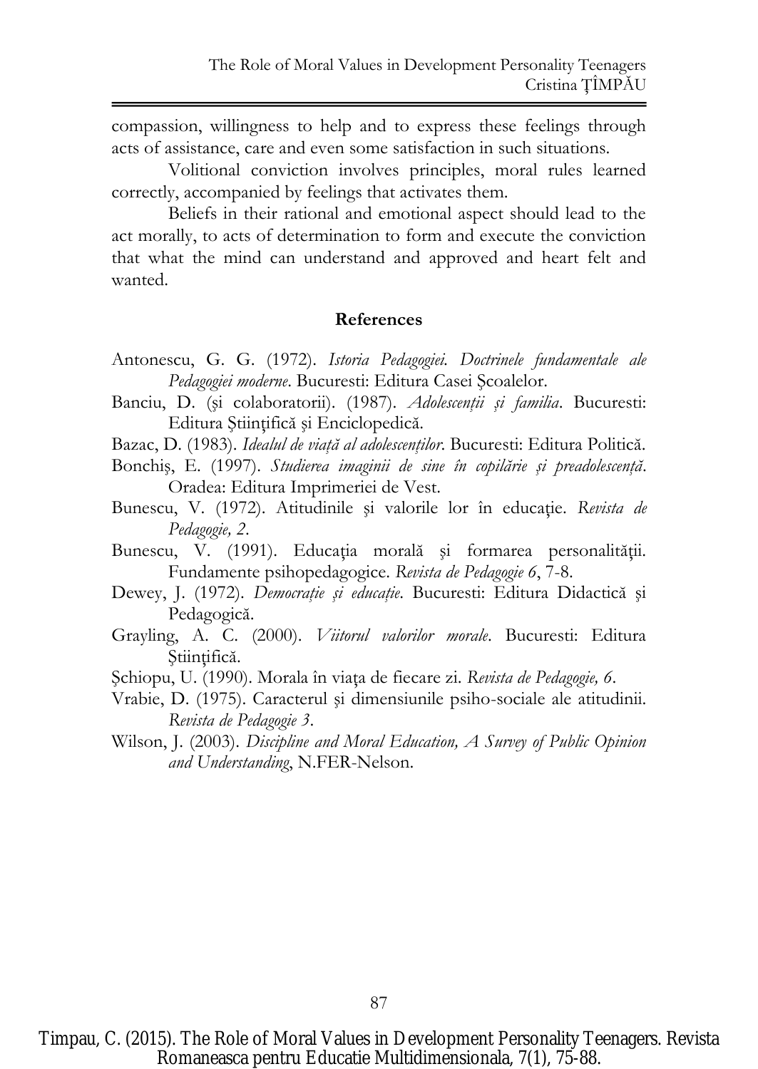compassion, willingness to help and to express these feelings through acts of assistance, care and even some satisfaction in such situations.

Volitional conviction involves principles, moral rules learned correctly, accompanied by feelings that activates them.

Beliefs in their rational and emotional aspect should lead to the act morally, to acts of determination to form and execute the conviction that what the mind can understand and approved and heart felt and wanted.

## References

Antonescu, G. G. (1972). *Istoria Pedagogiei. Doctrinele fundamentale ale Pedagogiei moderne*. Bucuresti: Editura Casei Școalelor.

Banciu, D. (şi colaboratorii). (1987). *Adolescenții și familia*. Bucuresti: Editura Ştiinţifică şi Enciclopedică.

Bazac, D. (1983). *Idealul de viață al adolescenților*. Bucuresti: Editura Politică.

Bonchiş, E. (1997). *Studierea imaginii de sine în copilărie și preadolescență*. Oradea: Editura Imprimeriei de Vest.

Bunescu, V. (1972). Atitudinile şi valorile lor în educație. *Revista de Pedagogie, 2*.

Bunescu, V. (1991). Educația morală şi formarea personalității. Fundamente psihopedagogice. *Revista de Pedagogie 6*, 7-8.

Dewey, J. (1972). *Democrație și educație*. Bucuresti: Editura Didactică şi Pedagogică.

Grayling, A. C. (2000). *Viitorul valorilor morale*. Bucuresti: Editura Ştiinţifică.

Şchiopu, U. (1990). Morala în viaţa de fiecare zi. *Revista de Pedagogie, 6*.

Vrabie, D. (1975). Caracterul şi dimensiunile psiho-sociale ale atitudinii. *Revista de Pedagogie 3*.

Wilson, J. (2003). *Discipline and Moral Education, A Survey of Public Opinion and Understanding*, N.FER-Nelson.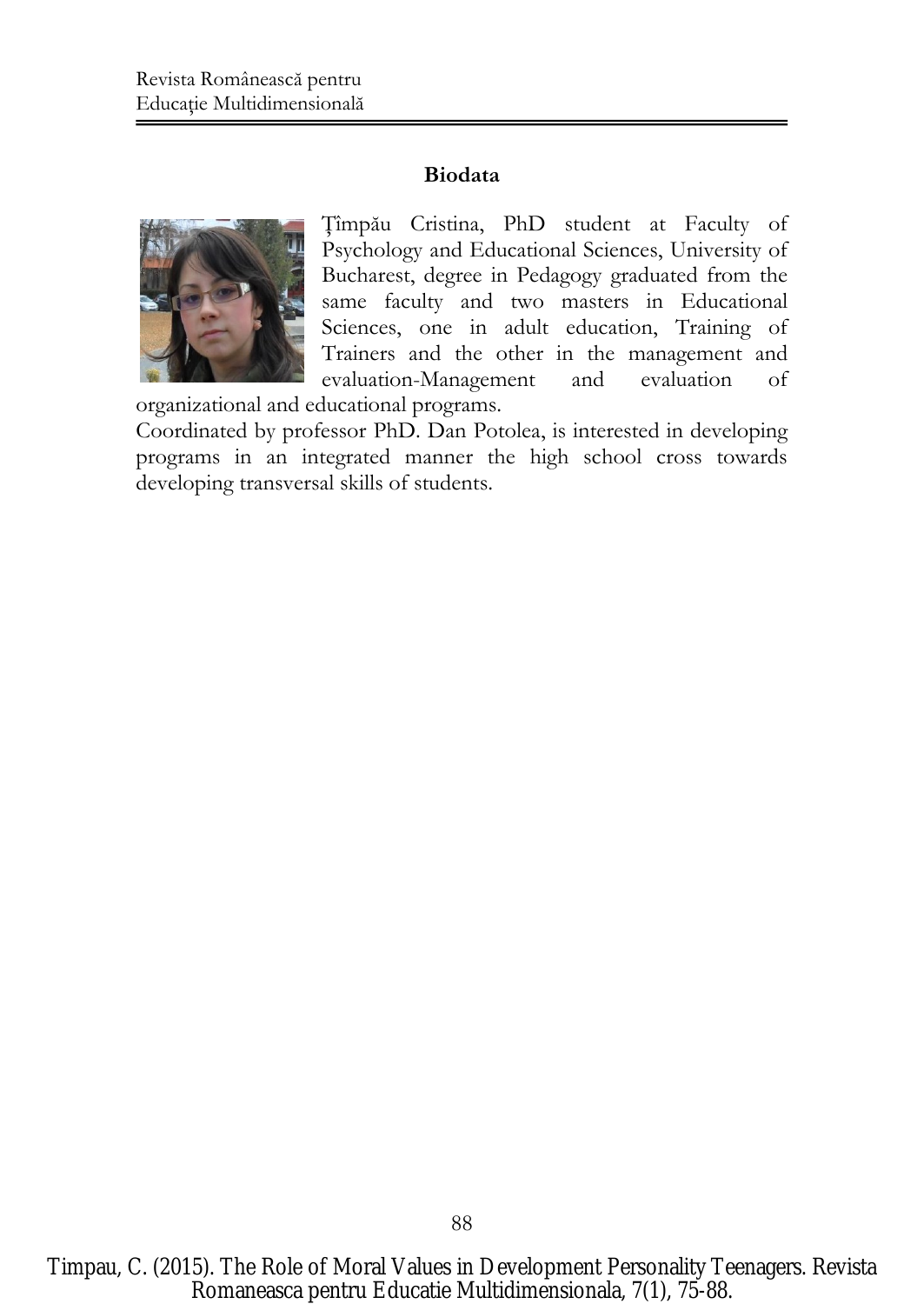**Biodata**

Ţîmpău Cristina, PhD student at Faculty of Psychology and Educational Sciences, University of Bucharest, degree in Pedagogy graduated from the same faculty and two masters in Educational Sciences, one in adult education, Training of Trainers and the other in the management and evaluation-Management and evaluation of organizational and educational programs.

Coordinated by professor PhD. Dan Potolea, is interested in developing programs in an integrated manner the high school cross towards developing transversal skills of students.